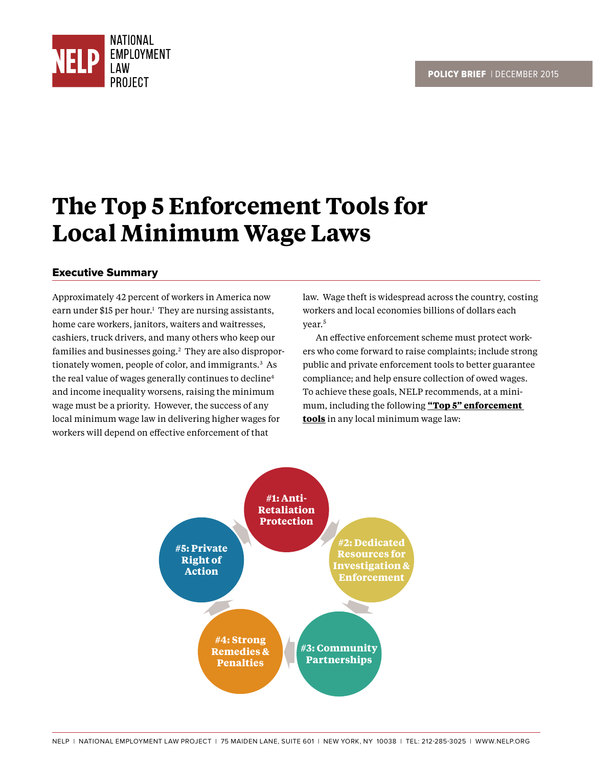NATIONAL EMPLOYMENT LAW PROJECT

POLICY BRIEF | DECEMBER 2015

# The Top 5 Enforcement Tools for Local Minimum Wage Laws

## Executive Summary

Approximately 42 percent of workers in America now earn under $15 per hour.[1] They are nursing assistants, home care workers, janitors, waiters and waitresses, cashiers, truck drivers, and many others who keep our families and businesses going.[2] They are also disproportionately women, people of color, and immigrants.[3] As the real value of wages generally continues to decline[4] and income inequality worsens, raising the minimum wage must be a priority. However, the success of any local minimum wage law in delivering higher wages for workers will depend on effective enforcement of that law. Wage theft is widespread across the country, costing workers and local economies billions of dollars each year.[5]

An effective enforcement scheme must protect workers who come forward to raise complaints; include strong public and private enforcement tools to better guarantee compliance; and help ensure collection of owed wages. To achieve these goals, NELP recommends, at a minimum, including the following **"Top 5" enforcement tools** in any local minimum wage law:

- #1: Anti-Retaliation Protection
- #2: Dedicated Resources for Investigation & Enforcement
- #3: Community Partnerships
- #4: Strong Remedies & Penalties
- #5: Private Right of Action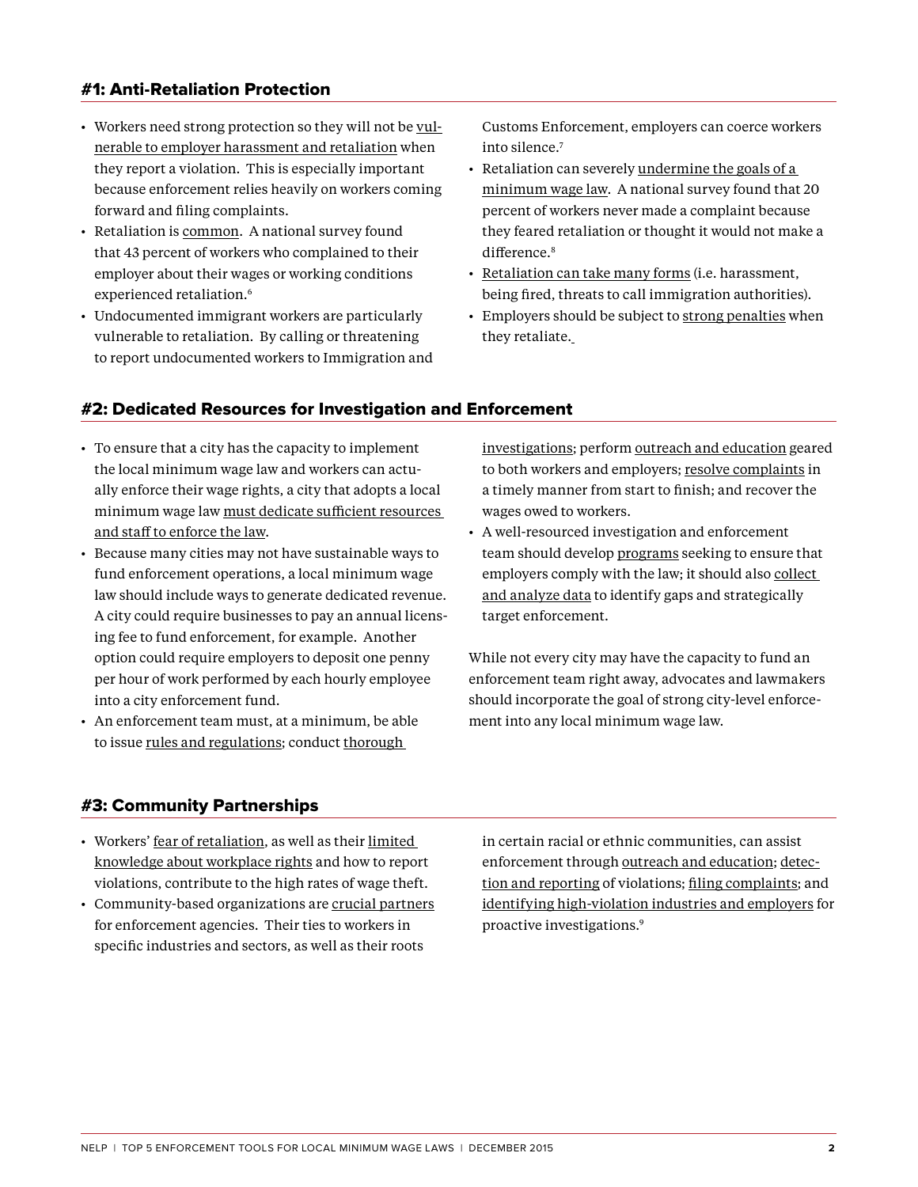## #1: Anti-Retaliation Protection

- Workers need strong protection so they will not be vulnerable to employer harassment and retaliation when they report a violation. This is especially important because enforcement relies heavily on workers coming forward and filing complaints.
- Retaliation is common. A national survey found that 43 percent of workers who complained to their employer about their wages or working conditions experienced retaliation.[6]
- Undocumented immigrant workers are particularly vulnerable to retaliation. By calling or threatening to report undocumented workers to Immigration and Customs Enforcement, employers can coerce workers into silence.[7]
- Retaliation can severely undermine the goals of a minimum wage law. A national survey found that 20 percent of workers never made a complaint because they feared retaliation or thought it would not make a difference.[8]
- Retaliation can take many forms (i.e. harassment, being fired, threats to call immigration authorities).
- Employers should be subject to strong penalties when they retaliate.

## #2: Dedicated Resources for Investigation and Enforcement

- To ensure that a city has the capacity to implement the local minimum wage law and workers can actually enforce their wage rights, a city that adopts a local minimum wage law must dedicate sufficient resources and staff to enforce the law.
- Because many cities may not have sustainable ways to fund enforcement operations, a local minimum wage law should include ways to generate dedicated revenue. A city could require businesses to pay an annual licensing fee to fund enforcement, for example. Another option could require employers to deposit one penny per hour of work performed by each hourly employee into a city enforcement fund.
- An enforcement team must, at a minimum, be able to issue rules and regulations; conduct thorough investigations; perform outreach and education geared to both workers and employers; resolve complaints in a timely manner from start to finish; and recover the wages owed to workers.
- A well-resourced investigation and enforcement team should develop programs seeking to ensure that employers comply with the law; it should also collect and analyze data to identify gaps and strategically target enforcement.

While not every city may have the capacity to fund an enforcement team right away, advocates and lawmakers should incorporate the goal of strong city-level enforcement into any local minimum wage law.

## #3: Community Partnerships

- Workers' fear of retaliation, as well as their limited knowledge about workplace rights and how to report violations, contribute to the high rates of wage theft.
- Community-based organizations are crucial partners for enforcement agencies. Their ties to workers in specific industries and sectors, as well as their roots in certain racial or ethnic communities, can assist enforcement through outreach and education; detection and reporting of violations; filing complaints; and identifying high-violation industries and employers for proactive investigations.[9]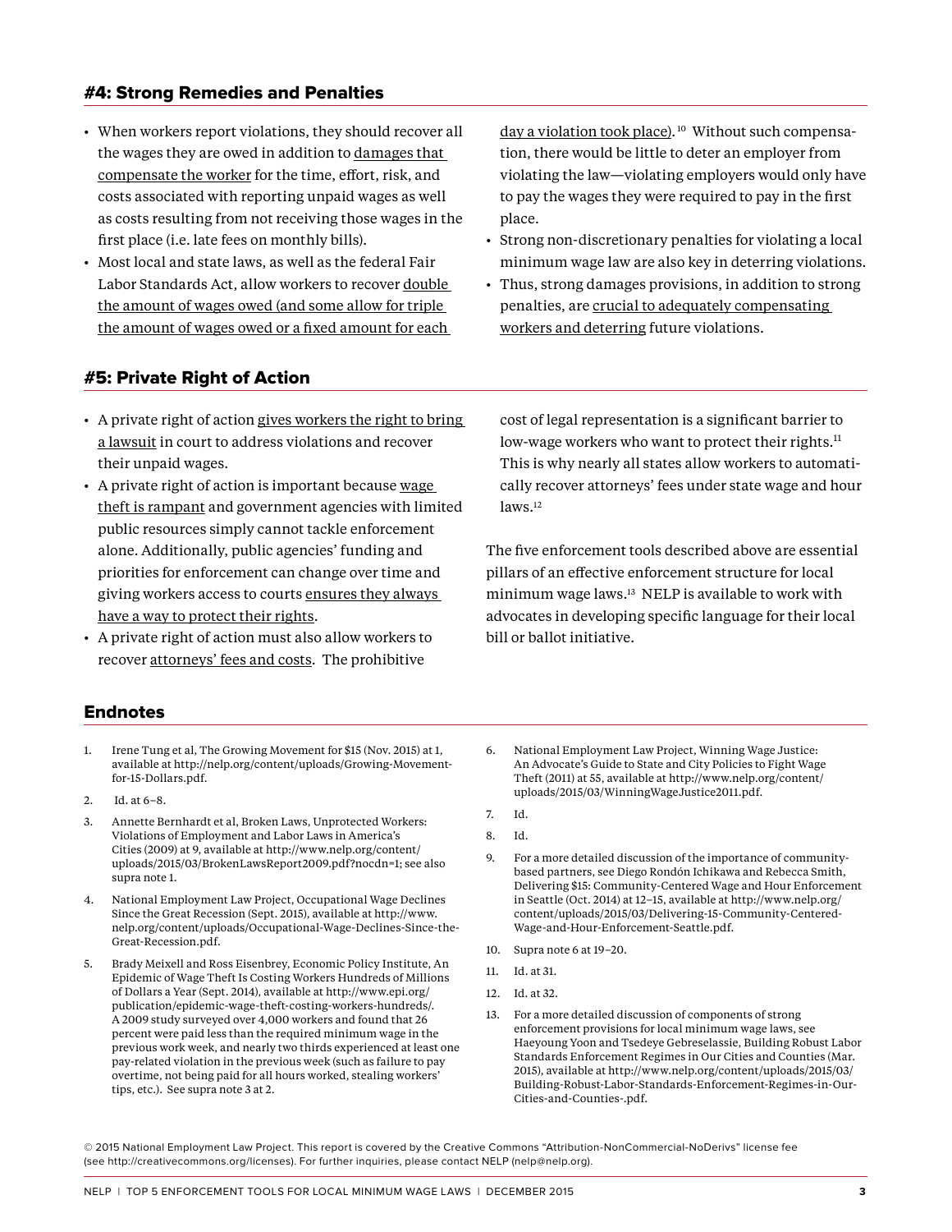## #4: Strong Remedies and Penalties

- When workers report violations, they should recover all the wages they are owed in addition to damages that compensate the worker for the time, effort, risk, and costs associated with reporting unpaid wages as well as costs resulting from not receiving those wages in the first place (i.e. late fees on monthly bills).
- Most local and state laws, as well as the federal Fair Labor Standards Act, allow workers to recover double the amount of wages owed (and some allow for triple the amount of wages owed or a fixed amount for each day a violation took place).[10] Without such compensation, there would be little to deter an employer from violating the law—violating employers would only have to pay the wages they were required to pay in the first place.
- Strong non-discretionary penalties for violating a local minimum wage law are also key in deterring violations.
- Thus, strong damages provisions, in addition to strong penalties, are crucial to adequately compensating workers and deterring future violations.

## #5: Private Right of Action

- A private right of action gives workers the right to bring a lawsuit in court to address violations and recover their unpaid wages.
- A private right of action is important because wage theft is rampant and government agencies with limited public resources simply cannot tackle enforcement alone. Additionally, public agencies' funding and priorities for enforcement can change over time and giving workers access to courts ensures they always have a way to protect their rights.
- A private right of action must also allow workers to recover attorneys' fees and costs. The prohibitive cost of legal representation is a significant barrier to low-wage workers who want to protect their rights.[11] This is why nearly all states allow workers to automatically recover attorneys' fees under state wage and hour laws.[12]

The five enforcement tools described above are essential pillars of an effective enforcement structure for local minimum wage laws.[13] NELP is available to work with advocates in developing specific language for their local bill or ballot initiative.

## Endnotes

1. Irene Tung et al, The Growing Movement for $15 (Nov. 2015) at 1, available at http://nelp.org/content/uploads/Growing-Movement-for-15-Dollars.pdf.
2. Id. at 6–8.
3. Annette Bernhardt et al, Broken Laws, Unprotected Workers: Violations of Employment and Labor Laws in America's Cities (2009) at 9, available at http://www.nelp.org/content/uploads/2015/03/BrokenLawsReport2009.pdf?nocdn=1; see also supra note 1.
4. National Employment Law Project, Occupational Wage Declines Since the Great Recession (Sept. 2015), available at http://www.nelp.org/content/uploads/Occupational-Wage-Declines-Since-the-Great-Recession.pdf.
5. Brady Meixell and Ross Eisenbrey, Economic Policy Institute, An Epidemic of Wage Theft Is Costing Workers Hundreds of Millions of Dollars a Year (Sept. 2014), available at http://www.epi.org/publication/epidemic-wage-theft-costing-workers-hundreds/. A 2009 study surveyed over 4,000 workers and found that 26 percent were paid less than the required minimum wage in the previous work week, and nearly two thirds experienced at least one pay-related violation in the previous week (such as failure to pay overtime, not being paid for all hours worked, stealing workers' tips, etc.). See supra note 3 at 2.
6. National Employment Law Project, Winning Wage Justice: An Advocate's Guide to State and City Policies to Fight Wage Theft (2011) at 55, available at http://www.nelp.org/content/uploads/2015/03/WinningWageJustice2011.pdf.
7. Id.
8. Id.
9. For a more detailed discussion of the importance of community-based partners, see Diego Rondón Ichikawa and Rebecca Smith, Delivering $15: Community-Centered Wage and Hour Enforcement in Seattle (Oct. 2014) at 12–15, available at http://www.nelp.org/content/uploads/2015/03/Delivering-15-Community-Centered-Wage-and-Hour-Enforcement-Seattle.pdf.
10. Supra note 6 at 19–20.
11. Id. at 31.
12. Id. at 32.
13. For a more detailed discussion of components of strong enforcement provisions for local minimum wage laws, see Haeyoung Yoon and Tsedeye Gebreselassie, Building Robust Labor Standards Enforcement Regimes in Our Cities and Counties (Mar. 2015), available at http://www.nelp.org/content/uploads/2015/03/Building-Robust-Labor-Standards-Enforcement-Regimes-in-Our-Cities-and-Counties-.pdf.

© 2015 National Employment Law Project. This report is covered by the Creative Commons "Attribution-NonCommercial-NoDerivs" license fee (see http://creativecommons.org/licenses). For further inquiries, please contact NELP (nelp@nelp.org).